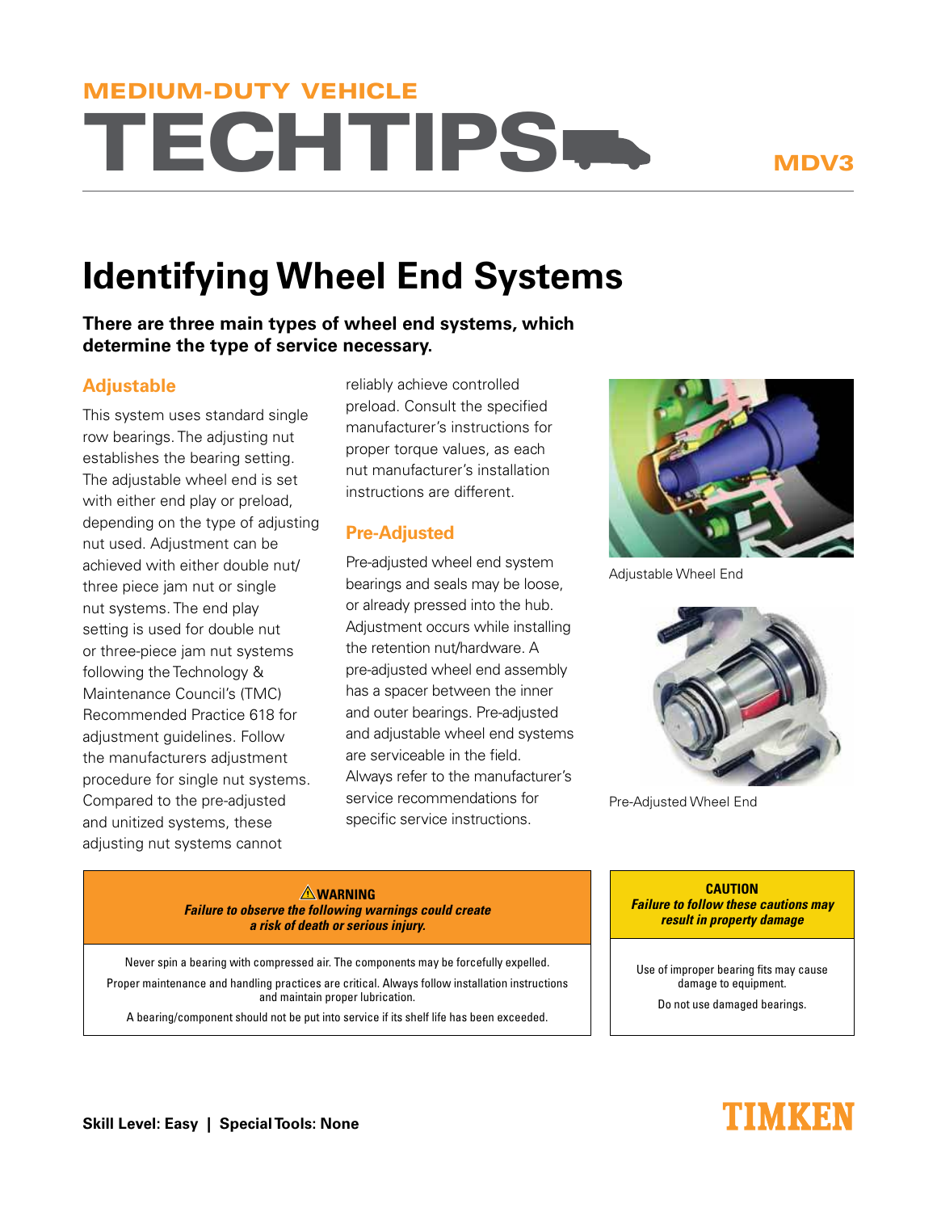MEDIUM-DUTY VEHICLE

# TECHTIPS

MDV3

## Identifying Wheel End Systems

**There are three main types of wheel end systems, which determine the type of service necessary.**

### Adjustable

This system uses standard single row bearings. The adjusting nut establishes the bearing setting. The adjustable wheel end is set with either end play or preload, depending on the type of adjusting nut used. Adjustment can be achieved with either double nut/ three piece jam nut or single nut systems. The end play setting is used for double nut or three-piece jam nut systems following the Technology & Maintenance Council's (TMC) Recommended Practice 618 for adjustment guidelines. Follow the manufacturers adjustment procedure for single nut systems. Compared to the pre-adjusted and unitized systems, these adjusting nut systems cannot reliably achieve controlled preload. Consult the specified manufacturer's instructions for proper torque values, as each nut manufacturer's installation instructions are different.

### Pre-Adjusted

Pre-adjusted wheel end system bearings and seals may be loose, or already pressed into the hub. Adjustment occurs while installing the retention nut/hardware. A pre-adjusted wheel end assembly has a spacer between the inner and outer bearings. Pre-adjusted and adjustable wheel end systems are serviceable in the field. Always refer to the manufacturer's service recommendations for specific service instructions.

Adjustable Wheel End

Pre-Adjusted Wheel End

**⚠WARNING**
***Failure to observe the following warnings could create a risk of death or serious injury.***

Never spin a bearing with compressed air. The components may be forcefully expelled.

Proper maintenance and handling practices are critical. Always follow installation instructions and maintain proper lubrication.

A bearing/component should not be put into service if its shelf life has been exceeded.

**CAUTION**
***Failure to follow these cautions may result in property damage***

Use of improper bearing fits may cause damage to equipment.

Do not use damaged bearings.

**Skill Level: Easy | Special Tools: None**

TIMKEN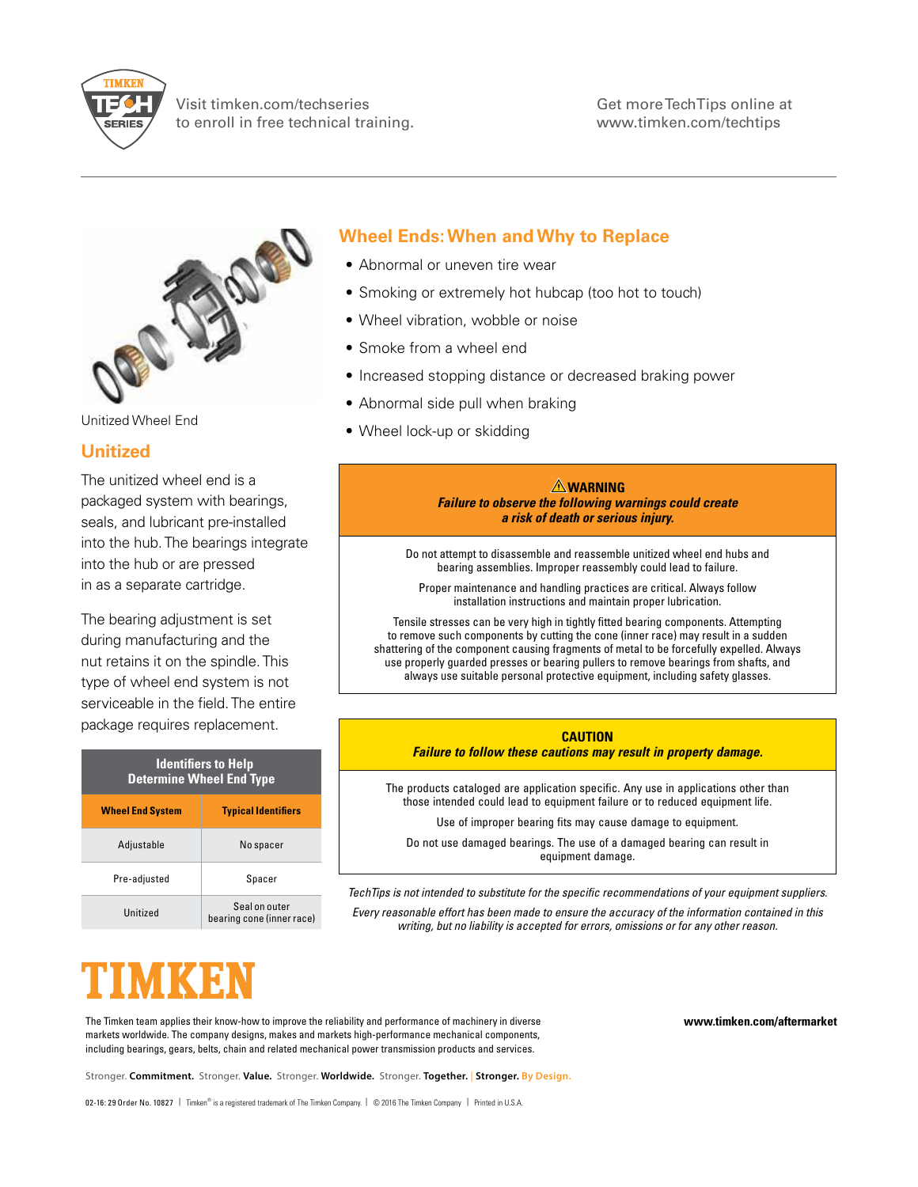Visit timken.com/techseries to enroll in free technical training.

Get more TechTips online at www.timken.com/techtips

Unitized Wheel End

## Unitized

The unitized wheel end is a packaged system with bearings, seals, and lubricant pre-installed into the hub. The bearings integrate into the hub or are pressed in as a separate cartridge.

The bearing adjustment is set during manufacturing and the nut retains it on the spindle. This type of wheel end system is not serviceable in the field. The entire package requires replacement.

| Identifiers to Help Determine Wheel End Type | |
|---|---|
| **Wheel End System** | **Typical Identifiers** |
| Adjustable | No spacer |
| Pre-adjusted | Spacer |
| Unitized | Seal on outer bearing cone (inner race) |

## Wheel Ends: When and Why to Replace

- Abnormal or uneven tire wear
- Smoking or extremely hot hubcap (too hot to touch)
- Wheel vibration, wobble or noise
- Smoke from a wheel end
- Increased stopping distance or decreased braking power
- Abnormal side pull when braking
- Wheel lock-up or skidding

**⚠WARNING**
***Failure to observe the following warnings could create a risk of death or serious injury.***

Do not attempt to disassemble and reassemble unitized wheel end hubs and bearing assemblies. Improper reassembly could lead to failure.

Proper maintenance and handling practices are critical. Always follow installation instructions and maintain proper lubrication.

Tensile stresses can be very high in tightly fitted bearing components. Attempting to remove such components by cutting the cone (inner race) may result in a sudden shattering of the component causing fragments of metal to be forcefully expelled. Always use properly guarded presses or bearing pullers to remove bearings from shafts, and always use suitable personal protective equipment, including safety glasses.

**CAUTION**
***Failure to follow these cautions may result in property damage.***

The products cataloged are application specific. Any use in applications other than those intended could lead to equipment failure or to reduced equipment life.

Use of improper bearing fits may cause damage to equipment.

Do not use damaged bearings. The use of a damaged bearing can result in equipment damage.

*TechTips is not intended to substitute for the specific recommendations of your equipment suppliers.*

*Every reasonable effort has been made to ensure the accuracy of the information contained in this writing, but no liability is accepted for errors, omissions or for any other reason.*

# TIMKEN

The Timken team applies their know-how to improve the reliability and performance of machinery in diverse markets worldwide. The company designs, makes and markets high-performance mechanical components, including bearings, gears, belts, chain and related mechanical power transmission products and services.

**www.timken.com/aftermarket**

Stronger. **Commitment.** Stronger. **Value.** Stronger. **Worldwide.** Stronger. **Together.** | **Stronger.** By Design.

02-16: 29 Order No. 10827 | Timken® is a registered trademark of The Timken Company. | © 2016 The Timken Company | Printed in U.S.A.